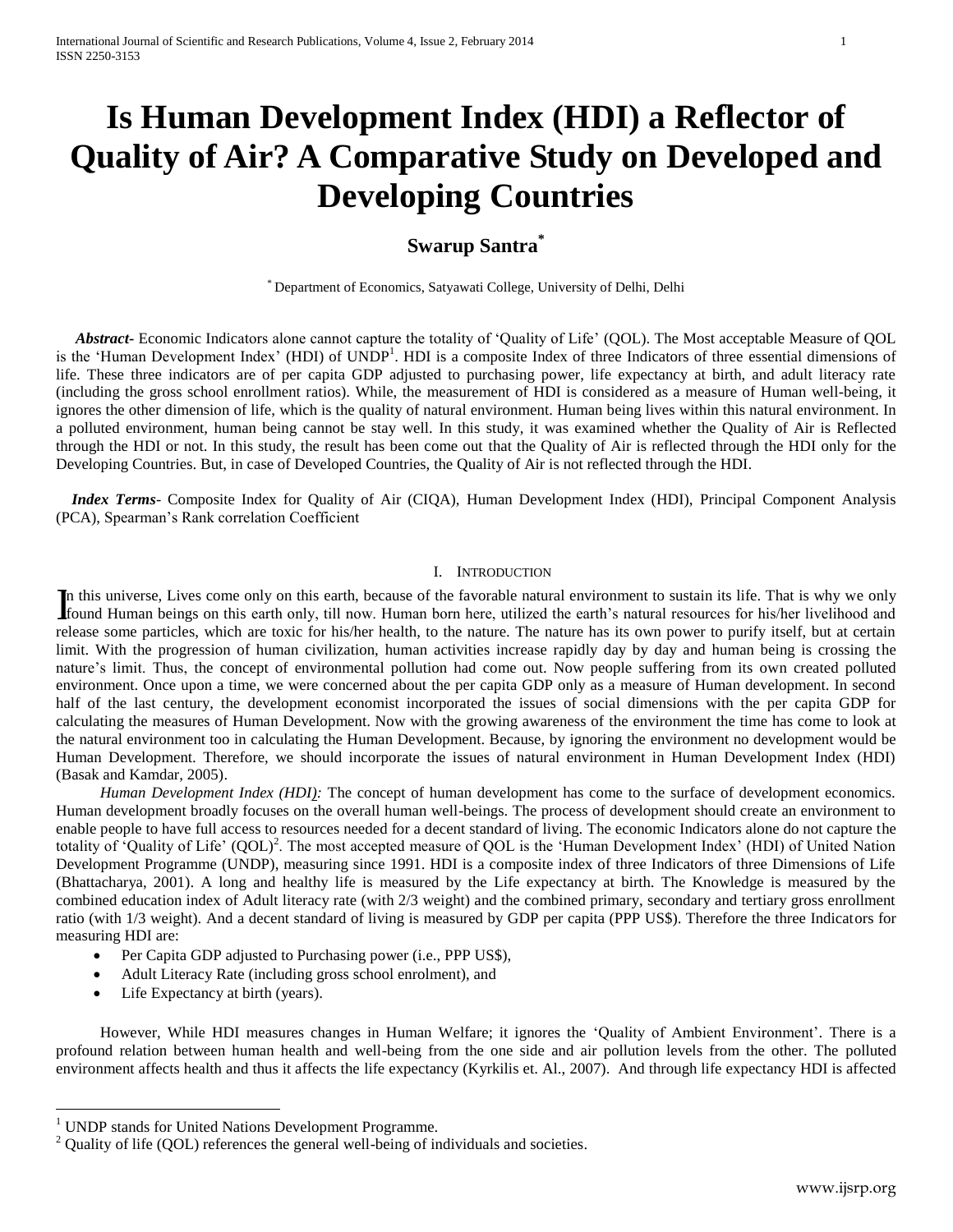# Is Human Development Index (HDI) a Reflector of Quality of Air? A Comparative Study on Developed and Developing Countries

**Swarup Santra***

\* Department of Economics, Satyawati College, University of Delhi, Delhi

***Abstract***- Economic Indicators alone cannot capture the totality of 'Quality of Life' (QOL). The Most acceptable Measure of QOL is the 'Human Development Index' (HDI) of UNDP[1]. HDI is a composite Index of three Indicators of three essential dimensions of life. These three indicators are of per capita GDP adjusted to purchasing power, life expectancy at birth, and adult literacy rate (including the gross school enrollment ratios). While, the measurement of HDI is considered as a measure of Human well-being, it ignores the other dimension of life, which is the quality of natural environment. Human being lives within this natural environment. In a polluted environment, human being cannot be stay well. In this study, it was examined whether the Quality of Air is Reflected through the HDI or not. In this study, the result has been come out that the Quality of Air is reflected through the HDI only for the Developing Countries. But, in case of Developed Countries, the Quality of Air is not reflected through the HDI.

***Index Terms***- Composite Index for Quality of Air (CIQA), Human Development Index (HDI), Principal Component Analysis (PCA), Spearman's Rank correlation Coefficient

## I. Introduction

In this universe, Lives come only on this earth, because of the favorable natural environment to sustain its life. That is why we only found Human beings on this earth only, till now. Human born here, utilized the earth's natural resources for his/her livelihood and release some particles, which are toxic for his/her health, to the nature. The nature has its own power to purify itself, but at certain limit. With the progression of human civilization, human activities increase rapidly day by day and human being is crossing the nature's limit. Thus, the concept of environmental pollution had come out. Now people suffering from its own created polluted environment. Once upon a time, we were concerned about the per capita GDP only as a measure of Human development. In second half of the last century, the development economist incorporated the issues of social dimensions with the per capita GDP for calculating the measures of Human Development. Now with the growing awareness of the environment the time has come to look at the natural environment too in calculating the Human Development. Because, by ignoring the environment no development would be Human Development. Therefore, we should incorporate the issues of natural environment in Human Development Index (HDI) (Basak and Kamdar, 2005).

*Human Development Index (HDI):* The concept of human development has come to the surface of development economics. Human development broadly focuses on the overall human well-beings. The process of development should create an environment to enable people to have full access to resources needed for a decent standard of living. The economic Indicators alone do not capture the totality of 'Quality of Life' (QOL)[2]. The most accepted measure of QOL is the 'Human Development Index' (HDI) of United Nation Development Programme (UNDP), measuring since 1991. HDI is a composite index of three Indicators of three Dimensions of Life (Bhattacharya, 2001). A long and healthy life is measured by the Life expectancy at birth. The Knowledge is measured by the combined education index of Adult literacy rate (with 2/3 weight) and the combined primary, secondary and tertiary gross enrollment ratio (with 1/3 weight). And a decent standard of living is measured by GDP per capita (PPP US$). Therefore the three Indicators for measuring HDI are:

- Per Capita GDP adjusted to Purchasing power (i.e., PPP US$),
- Adult Literacy Rate (including gross school enrolment), and
- Life Expectancy at birth (years).

However, While HDI measures changes in Human Welfare; it ignores the 'Quality of Ambient Environment'. There is a profound relation between human health and well-being from the one side and air pollution levels from the other. The polluted environment affects health and thus it affects the life expectancy (Kyrkilis et. Al., 2007). And through life expectancy HDI is affected

---

[1] UNDP stands for United Nations Development Programme.

[2] Quality of life (QOL) references the general well-being of individuals and societies.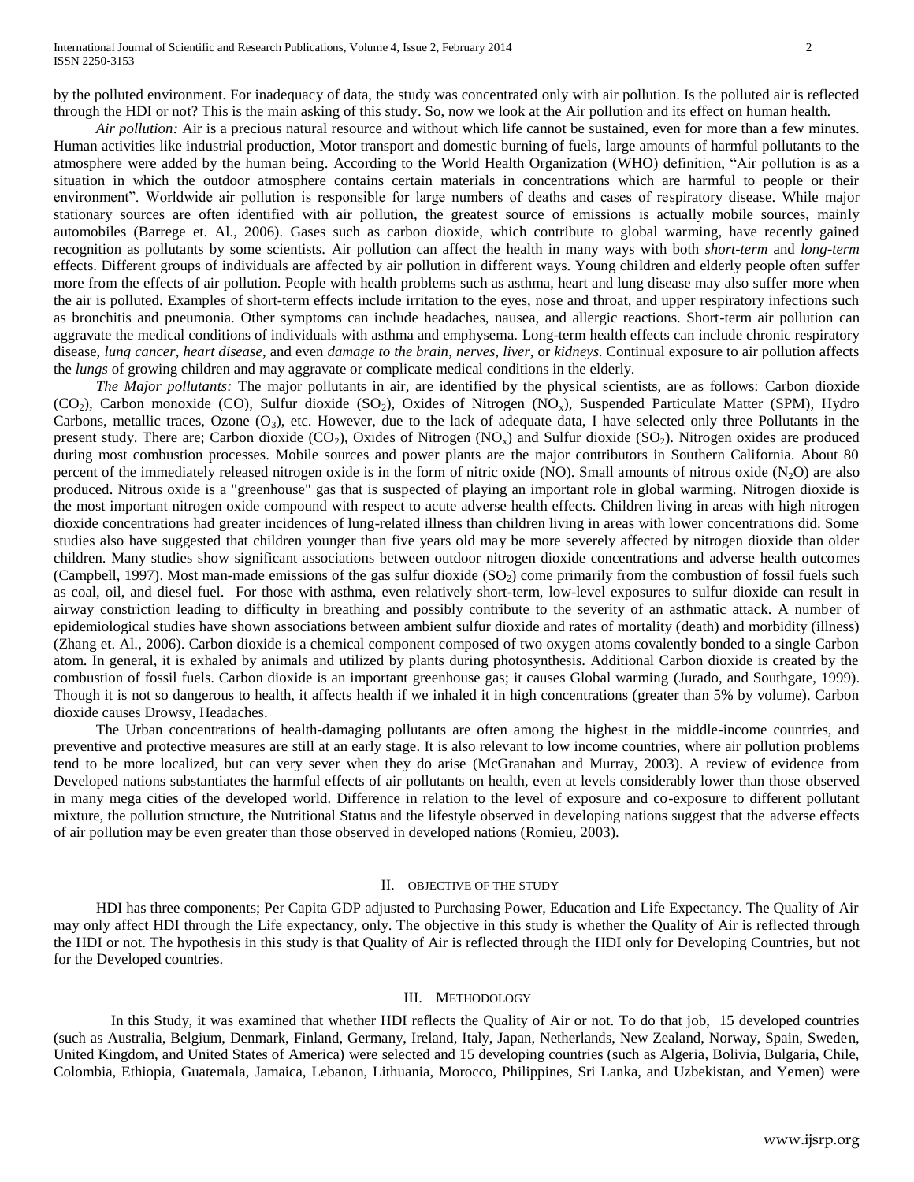by the polluted environment. For inadequacy of data, the study was concentrated only with air pollution. Is the polluted air is reflected through the HDI or not? This is the main asking of this study. So, now we look at the Air pollution and its effect on human health.

*Air pollution:* Air is a precious natural resource and without which life cannot be sustained, even for more than a few minutes. Human activities like industrial production, Motor transport and domestic burning of fuels, large amounts of harmful pollutants to the atmosphere were added by the human being. According to the World Health Organization (WHO) definition, "Air pollution is as a situation in which the outdoor atmosphere contains certain materials in concentrations which are harmful to people or their environment". Worldwide air pollution is responsible for large numbers of deaths and cases of respiratory disease. While major stationary sources are often identified with air pollution, the greatest source of emissions is actually mobile sources, mainly automobiles (Barrege et. Al., 2006). Gases such as carbon dioxide, which contribute to global warming, have recently gained recognition as pollutants by some scientists. Air pollution can affect the health in many ways with both *short-term* and *long-term* effects. Different groups of individuals are affected by air pollution in different ways. Young children and elderly people often suffer more from the effects of air pollution. People with health problems such as asthma, heart and lung disease may also suffer more when the air is polluted. Examples of short-term effects include irritation to the eyes, nose and throat, and upper respiratory infections such as bronchitis and pneumonia. Other symptoms can include headaches, nausea, and allergic reactions. Short-term air pollution can aggravate the medical conditions of individuals with asthma and emphysema. Long-term health effects can include chronic respiratory disease, *lung cancer*, *heart disease*, and even *damage to the brain*, *nerves*, *liver*, or *kidneys*. Continual exposure to air pollution affects the *lungs* of growing children and may aggravate or complicate medical conditions in the elderly.

*The Major pollutants:* The major pollutants in air, are identified by the physical scientists, are as follows: Carbon dioxide ($CO_2$), Carbon monoxide (CO), Sulfur dioxide ($SO_2$), Oxides of Nitrogen ($NO_x$), Suspended Particulate Matter (SPM), Hydro Carbons, metallic traces, Ozone ($O_3$), etc. However, due to the lack of adequate data, I have selected only three Pollutants in the present study. There are; Carbon dioxide ($CO_2$), Oxides of Nitrogen ($NO_x$) and Sulfur dioxide ($SO_2$). Nitrogen oxides are produced during most combustion processes. Mobile sources and power plants are the major contributors in Southern California. About 80 percent of the immediately released nitrogen oxide is in the form of nitric oxide (NO). Small amounts of nitrous oxide ($N_2O$) are also produced. Nitrous oxide is a "greenhouse" gas that is suspected of playing an important role in global warming. Nitrogen dioxide is the most important nitrogen oxide compound with respect to acute adverse health effects. Children living in areas with high nitrogen dioxide concentrations had greater incidences of lung-related illness than children living in areas with lower concentrations did. Some studies also have suggested that children younger than five years old may be more severely affected by nitrogen dioxide than older children. Many studies show significant associations between outdoor nitrogen dioxide concentrations and adverse health outcomes (Campbell, 1997). Most man-made emissions of the gas sulfur dioxide ($SO_2$) come primarily from the combustion of fossil fuels such as coal, oil, and diesel fuel. For those with asthma, even relatively short-term, low-level exposures to sulfur dioxide can result in airway constriction leading to difficulty in breathing and possibly contribute to the severity of an asthmatic attack. A number of epidemiological studies have shown associations between ambient sulfur dioxide and rates of mortality (death) and morbidity (illness) (Zhang et. Al., 2006). Carbon dioxide is a chemical component composed of two oxygen atoms covalently bonded to a single Carbon atom. In general, it is exhaled by animals and utilized by plants during photosynthesis. Additional Carbon dioxide is created by the combustion of fossil fuels. Carbon dioxide is an important greenhouse gas; it causes Global warming (Jurado, and Southgate, 1999). Though it is not so dangerous to health, it affects health if we inhaled it in high concentrations (greater than 5% by volume). Carbon dioxide causes Drowsy, Headaches.

The Urban concentrations of health-damaging pollutants are often among the highest in the middle-income countries, and preventive and protective measures are still at an early stage. It is also relevant to low income countries, where air pollution problems tend to be more localized, but can very sever when they do arise (McGranahan and Murray, 2003). A review of evidence from Developed nations substantiates the harmful effects of air pollutants on health, even at levels considerably lower than those observed in many mega cities of the developed world. Difference in relation to the level of exposure and co-exposure to different pollutant mixture, the pollution structure, the Nutritional Status and the lifestyle observed in developing nations suggest that the adverse effects of air pollution may be even greater than those observed in developed nations (Romieu, 2003).

## II. OBJECTIVE OF THE STUDY

HDI has three components; Per Capita GDP adjusted to Purchasing Power, Education and Life Expectancy. The Quality of Air may only affect HDI through the Life expectancy, only. The objective in this study is whether the Quality of Air is reflected through the HDI or not. The hypothesis in this study is that Quality of Air is reflected through the HDI only for Developing Countries, but not for the Developed countries.

## III. METHODOLOGY

In this Study, it was examined that whether HDI reflects the Quality of Air or not. To do that job, 15 developed countries (such as Australia, Belgium, Denmark, Finland, Germany, Ireland, Italy, Japan, Netherlands, New Zealand, Norway, Spain, Sweden, United Kingdom, and United States of America) were selected and 15 developing countries (such as Algeria, Bolivia, Bulgaria, Chile, Colombia, Ethiopia, Guatemala, Jamaica, Lebanon, Lithuania, Morocco, Philippines, Sri Lanka, and Uzbekistan, and Yemen) were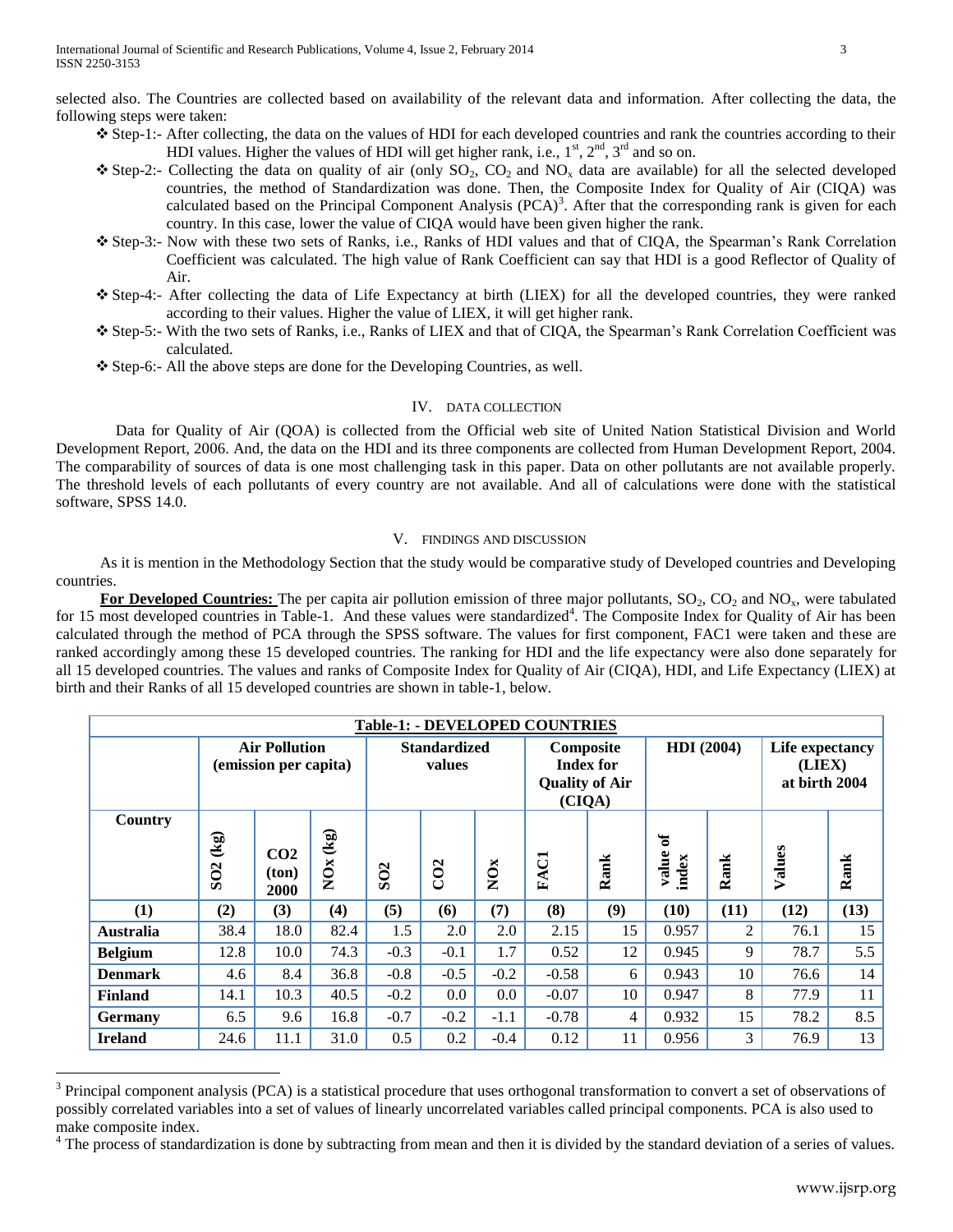selected also. The Countries are collected based on availability of the relevant data and information. After collecting the data, the following steps were taken:

- Step-1:- After collecting, the data on the values of HDI for each developed countries and rank the countries according to their HDI values. Higher the values of HDI will get higher rank, i.e., 1st, 2nd, 3rd and so on.
- Step-2:- Collecting the data on quality of air (only $SO_2$, $CO_2$ and $NO_x$ data are available) for all the selected developed countries, the method of Standardization was done. Then, the Composite Index for Quality of Air (CIQA) was calculated based on the Principal Component Analysis (PCA)[3]. After that the corresponding rank is given for each country. In this case, lower the value of CIQA would have been given higher the rank.
- Step-3:- Now with these two sets of Ranks, i.e., Ranks of HDI values and that of CIQA, the Spearman's Rank Correlation Coefficient was calculated. The high value of Rank Coefficient can say that HDI is a good Reflector of Quality of Air.
- Step-4:- After collecting the data of Life Expectancy at birth (LIEX) for all the developed countries, they were ranked according to their values. Higher the value of LIEX, it will get higher rank.
- Step-5:- With the two sets of Ranks, i.e., Ranks of LIEX and that of CIQA, the Spearman's Rank Correlation Coefficient was calculated.
- Step-6:- All the above steps are done for the Developing Countries, as well.

## IV. Data Collection

Data for Quality of Air (QOA) is collected from the Official web site of United Nation Statistical Division and World Development Report, 2006. And, the data on the HDI and its three components are collected from Human Development Report, 2004. The comparability of sources of data is one most challenging task in this paper. Data on other pollutants are not available properly. The threshold levels of each pollutants of every country are not available. And all of calculations were done with the statistical software, SPSS 14.0.

## V. Findings and Discussion

As it is mention in the Methodology Section that the study would be comparative study of Developed countries and Developing countries.

**For Developed Countries:** The per capita air pollution emission of three major pollutants, $SO_2$, $CO_2$ and $NO_x$, were tabulated for 15 most developed countries in Table-1. And these values were standardized[4]. The Composite Index for Quality of Air has been calculated through the method of PCA through the SPSS software. The values for first component, FAC1 were taken and these are ranked accordingly among these 15 developed countries. The ranking for HDI and the life expectancy were also done separately for all 15 developed countries. The values and ranks of Composite Index for Quality of Air (CIQA), HDI, and Life Expectancy (LIEX) at birth and their Ranks of all 15 developed countries are shown in table-1, below.

**Table-1: - DEVELOPED COUNTRIES**

| | Air Pollution (emission per capita) | | | Standardized values | | | Composite Index for Quality of Air (CIQA) | | HDI (2004) | | Life expectancy (LIEX) at birth 2004 | |
|---|---|---|---|---|---|---|---|---|---|---|---|---|
| Country | SO2 (kg) | CO2 (ton) 2000 | NOx (kg) | SO2 | CO2 | NOx | FAC1 | Rank | value of index | Rank | Values | Rank |
| (1) | (2) | (3) | (4) | (5) | (6) | (7) | (8) | (9) | (10) | (11) | (12) | (13) |
| Australia | 38.4 | 18.0 | 82.4 | 1.5 | 2.0 | 2.0 | 2.15 | 15 | 0.957 | 2 | 76.1 | 15 |
| Belgium | 12.8 | 10.0 | 74.3 | -0.3 | -0.1 | 1.7 | 0.52 | 12 | 0.945 | 9 | 78.7 | 5.5 |
| Denmark | 4.6 | 8.4 | 36.8 | -0.8 | -0.5 | -0.2 | -0.58 | 6 | 0.943 | 10 | 76.6 | 14 |
| Finland | 14.1 | 10.3 | 40.5 | -0.2 | 0.0 | 0.0 | -0.07 | 10 | 0.947 | 8 | 77.9 | 11 |
| Germany | 6.5 | 9.6 | 16.8 | -0.7 | -0.2 | -1.1 | -0.78 | 4 | 0.932 | 15 | 78.2 | 8.5 |
| Ireland | 24.6 | 11.1 | 31.0 | 0.5 | 0.2 | -0.4 | 0.12 | 11 | 0.956 | 3 | 76.9 | 13 |

[3] Principal component analysis (PCA) is a statistical procedure that uses orthogonal transformation to convert a set of observations of possibly correlated variables into a set of values of linearly uncorrelated variables called principal components. PCA is also used to make composite index.

[4] The process of standardization is done by subtracting from mean and then it is divided by the standard deviation of a series of values.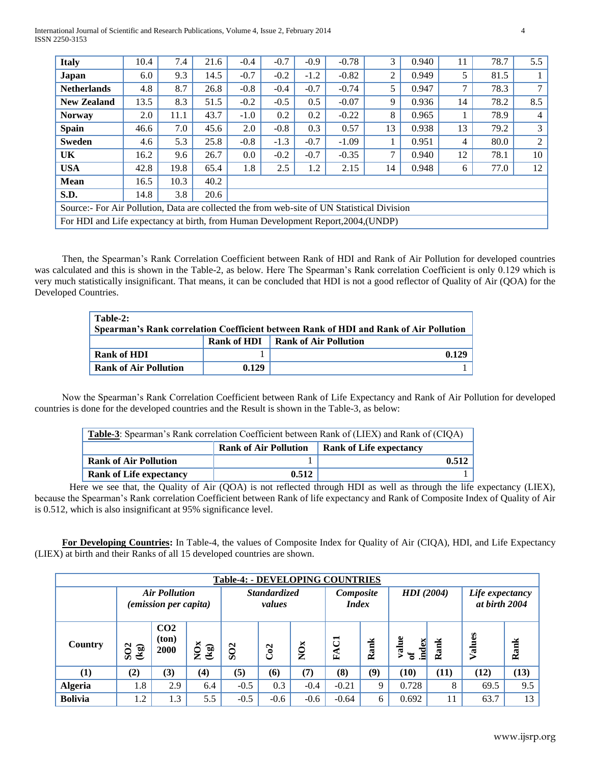| Italy | 10.4 | 7.4 | 21.6 | -0.4 | -0.7 | -0.9 | -0.78 | 3 | 0.940 | 11 | 78.7 | 5.5 |
|---|---|---|---|---|---|---|---|---|---|---|---|---|
| Japan | 6.0 | 9.3 | 14.5 | -0.7 | -0.2 | -1.2 | -0.82 | 2 | 0.949 | 5 | 81.5 | 1 |
| Netherlands | 4.8 | 8.7 | 26.8 | -0.8 | -0.4 | -0.7 | -0.74 | 5 | 0.947 | 7 | 78.3 | 7 |
| New Zealand | 13.5 | 8.3 | 51.5 | -0.2 | -0.5 | 0.5 | -0.07 | 9 | 0.936 | 14 | 78.2 | 8.5 |
| Norway | 2.0 | 11.1 | 43.7 | -1.0 | 0.2 | 0.2 | -0.22 | 8 | 0.965 | 1 | 78.9 | 4 |
| Spain | 46.6 | 7.0 | 45.6 | 2.0 | -0.8 | 0.3 | 0.57 | 13 | 0.938 | 13 | 79.2 | 3 |
| Sweden | 4.6 | 5.3 | 25.8 | -0.8 | -1.3 | -0.7 | -1.09 | 1 | 0.951 | 4 | 80.0 | 2 |
| UK | 16.2 | 9.6 | 26.7 | 0.0 | -0.2 | -0.7 | -0.35 | 7 | 0.940 | 12 | 78.1 | 10 |
| USA | 42.8 | 19.8 | 65.4 | 1.8 | 2.5 | 1.2 | 2.15 | 14 | 0.948 | 6 | 77.0 | 12 |
| Mean | 16.5 | 10.3 | 40.2 | | | | | | | | | |
| S.D. | 14.8 | 3.8 | 20.6 | | | | | | | | | |
| Source:- For Air Pollution, Data are collected the from web-site of UN Statistical Division | | | | | | | | | | | | |
| For HDI and Life expectancy at birth, from Human Development Report,2004,(UNDP) | | | | | | | | | | | | |

Then, the Spearman's Rank Correlation Coefficient between Rank of HDI and Rank of Air Pollution for developed countries was calculated and this is shown in the Table-2, as below. Here The Spearman's Rank correlation Coefficient is only 0.129 which is very much statistically insignificant. That means, it can be concluded that HDI is not a good reflector of Quality of Air (QOA) for the Developed Countries.

**Table-2: Spearman's Rank correlation Coefficient between Rank of HDI and Rank of Air Pollution**

| | Rank of HDI | Rank of Air Pollution |
|---|---|---|
| **Rank of HDI** | 1 | **0.129** |
| **Rank of Air Pollution** | **0.129** | 1 |

Now the Spearman's Rank Correlation Coefficient between Rank of Life Expectancy and Rank of Air Pollution for developed countries is done for the developed countries and the Result is shown in the Table-3, as below:

**Table-3**: Spearman's Rank correlation Coefficient between Rank of (LIEX) and Rank of (CIQA)

| | Rank of Air Pollution | Rank of Life expectancy |
|---|---|---|
| **Rank of Air Pollution** | 1 | **0.512** |
| **Rank of Life expectancy** | **0.512** | 1 |

Here we see that, the Quality of Air (QOA) is not reflected through HDI as well as through the life expectancy (LIEX), because the Spearman's Rank correlation Coefficient between Rank of life expectancy and Rank of Composite Index of Quality of Air is 0.512, which is also insignificant at 95% significance level.

**For Developing Countries:** In Table-4, the values of Composite Index for Quality of Air (CIQA), HDI, and Life Expectancy (LIEX) at birth and their Ranks of all 15 developed countries are shown.

**Table-4: - DEVELOPING COUNTRIES**

| | *Air Pollution (emission per capita)* | | | *Standardized values* | | | *Composite Index* | | *HDI (2004)* | | *Life expectancy at birth 2004* | |
|---|---|---|---|---|---|---|---|---|---|---|---|---|
| Country | SO2 (kg) | CO2 (ton) 2000 | NOx (kg) | SO2 | Co2 | NOx | FAC1 | Rank | value of index | Rank | Values | Rank |
| (1) | (2) | (3) | (4) | (5) | (6) | (7) | (8) | (9) | (10) | (11) | (12) | (13) |
| Algeria | 1.8 | 2.9 | 6.4 | -0.5 | 0.3 | -0.4 | -0.21 | 9 | 0.728 | 8 | 69.5 | 9.5 |
| Bolivia | 1.2 | 1.3 | 5.5 | -0.5 | -0.6 | -0.6 | -0.64 | 6 | 0.692 | 11 | 63.7 | 13 |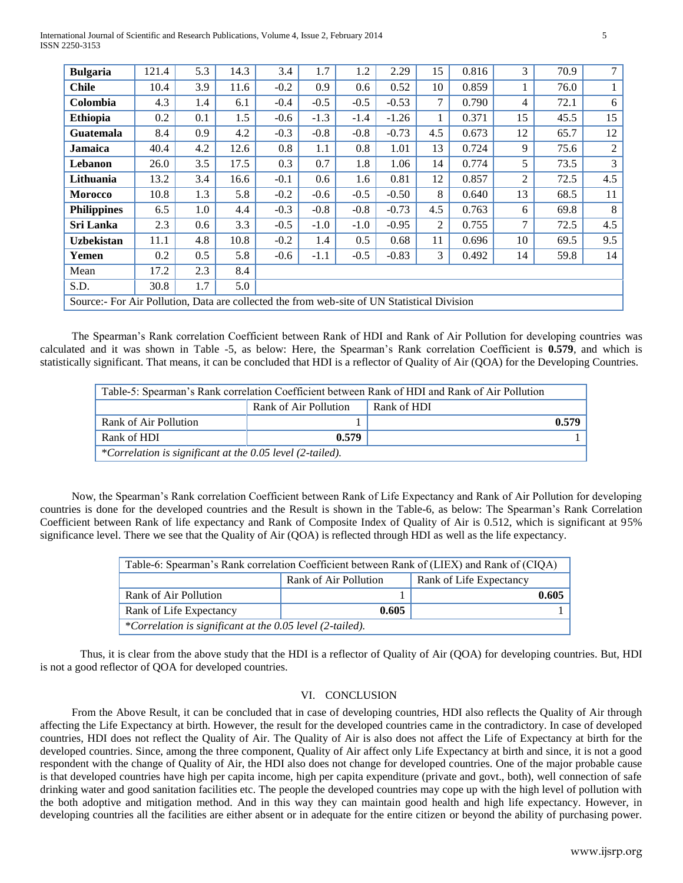| | | | | | | | | | | | | |
|---|---|---|---|---|---|---|---|---|---|---|---|---|
| **Bulgaria** | 121.4 | 5.3 | 14.3 | 3.4 | 1.7 | 1.2 | 2.29 | 15 | 0.816 | 3 | 70.9 | 7 |
| **Chile** | 10.4 | 3.9 | 11.6 | -0.2 | 0.9 | 0.6 | 0.52 | 10 | 0.859 | 1 | 76.0 | 1 |
| **Colombia** | 4.3 | 1.4 | 6.1 | -0.4 | -0.5 | -0.5 | -0.53 | 7 | 0.790 | 4 | 72.1 | 6 |
| **Ethiopia** | 0.2 | 0.1 | 1.5 | -0.6 | -1.3 | -1.4 | -1.26 | 1 | 0.371 | 15 | 45.5 | 15 |
| **Guatemala** | 8.4 | 0.9 | 4.2 | -0.3 | -0.8 | -0.8 | -0.73 | 4.5 | 0.673 | 12 | 65.7 | 12 |
| **Jamaica** | 40.4 | 4.2 | 12.6 | 0.8 | 1.1 | 0.8 | 1.01 | 13 | 0.724 | 9 | 75.6 | 2 |
| **Lebanon** | 26.0 | 3.5 | 17.5 | 0.3 | 0.7 | 1.8 | 1.06 | 14 | 0.774 | 5 | 73.5 | 3 |
| **Lithuania** | 13.2 | 3.4 | 16.6 | -0.1 | 0.6 | 1.6 | 0.81 | 12 | 0.857 | 2 | 72.5 | 4.5 |
| **Morocco** | 10.8 | 1.3 | 5.8 | -0.2 | -0.6 | -0.5 | -0.50 | 8 | 0.640 | 13 | 68.5 | 11 |
| **Philippines** | 6.5 | 1.0 | 4.4 | -0.3 | -0.8 | -0.8 | -0.73 | 4.5 | 0.763 | 6 | 69.8 | 8 |
| **Sri Lanka** | 2.3 | 0.6 | 3.3 | -0.5 | -1.0 | -1.0 | -0.95 | 2 | 0.755 | 7 | 72.5 | 4.5 |
| **Uzbekistan** | 11.1 | 4.8 | 10.8 | -0.2 | 1.4 | 0.5 | 0.68 | 11 | 0.696 | 10 | 69.5 | 9.5 |
| **Yemen** | 0.2 | 0.5 | 5.8 | -0.6 | -1.1 | -0.5 | -0.83 | 3 | 0.492 | 14 | 59.8 | 14 |
| Mean | 17.2 | 2.3 | 8.4 | | | | | | | | | |
| S.D. | 30.8 | 1.7 | 5.0 | | | | | | | | | |
| Source:- For Air Pollution, Data are collected the from web-site of UN Statistical Division | | | | | | | | | | | | |

The Spearman's Rank correlation Coefficient between Rank of HDI and Rank of Air Pollution for developing countries was calculated and it was shown in Table -5, as below: Here, the Spearman's Rank correlation Coefficient is **0.579**, and which is statistically significant. That means, it can be concluded that HDI is a reflector of Quality of Air (QOA) for the Developing Countries.

| Table-5: Spearman's Rank correlation Coefficient between Rank of HDI and Rank of Air Pollution | | |
|---|---|---|
| | Rank of Air Pollution | Rank of HDI |
| Rank of Air Pollution | 1 | **0.579** |
| Rank of HDI | **0.579** | 1 |
| **Correlation is significant at the 0.05 level (2-tailed).* | | |

Now, the Spearman's Rank correlation Coefficient between Rank of Life Expectancy and Rank of Air Pollution for developing countries is done for the developed countries and the Result is shown in the Table-6, as below: The Spearman's Rank Correlation Coefficient between Rank of life expectancy and Rank of Composite Index of Quality of Air is 0.512, which is significant at 95% significance level. There we see that the Quality of Air (QOA) is reflected through HDI as well as the life expectancy.

| Table-6: Spearman's Rank correlation Coefficient between Rank of (LIEX) and Rank of (CIQA) | | |
|---|---|---|
| | Rank of Air Pollution | Rank of Life Expectancy |
| Rank of Air Pollution | 1 | **0.605** |
| Rank of Life Expectancy | **0.605** | 1 |
| **Correlation is significant at the 0.05 level (2-tailed).* | | |

Thus, it is clear from the above study that the HDI is a reflector of Quality of Air (QOA) for developing countries. But, HDI is not a good reflector of QOA for developed countries.

## VI. CONCLUSION

From the Above Result, it can be concluded that in case of developing countries, HDI also reflects the Quality of Air through affecting the Life Expectancy at birth. However, the result for the developed countries came in the contradictory. In case of developed countries, HDI does not reflect the Quality of Air. The Quality of Air is also does not affect the Life of Expectancy at birth for the developed countries. Since, among the three component, Quality of Air affect only Life Expectancy at birth and since, it is not a good respondent with the change of Quality of Air, the HDI also does not change for developed countries. One of the major probable cause is that developed countries have high per capita income, high per capita expenditure (private and govt., both), well connection of safe drinking water and good sanitation facilities etc. The people the developed countries may cope up with the high level of pollution with the both adoptive and mitigation method. And in this way they can maintain good health and high life expectancy. However, in developing countries all the facilities are either absent or in adequate for the entire citizen or beyond the ability of purchasing power.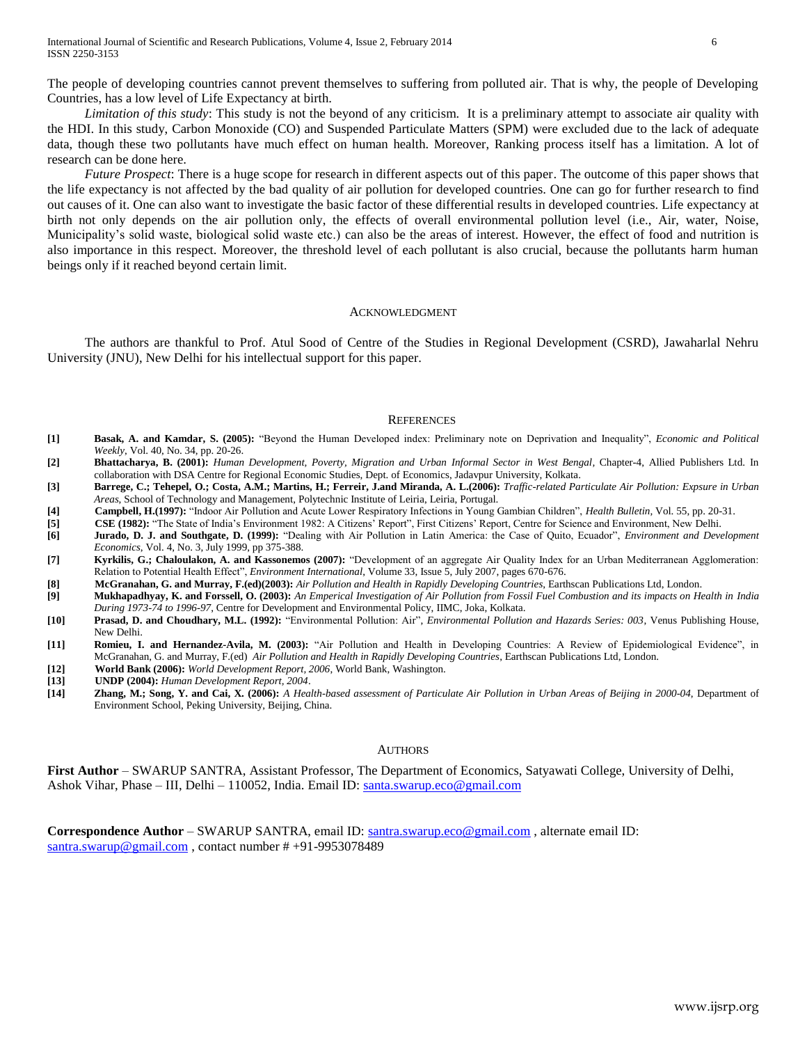The people of developing countries cannot prevent themselves to suffering from polluted air. That is why, the people of Developing Countries, has a low level of Life Expectancy at birth.

*Limitation of this study*: This study is not the beyond of any criticism. It is a preliminary attempt to associate air quality with the HDI. In this study, Carbon Monoxide (CO) and Suspended Particulate Matters (SPM) were excluded due to the lack of adequate data, though these two pollutants have much effect on human health. Moreover, Ranking process itself has a limitation. A lot of research can be done here.

*Future Prospect*: There is a huge scope for research in different aspects out of this paper. The outcome of this paper shows that the life expectancy is not affected by the bad quality of air pollution for developed countries. One can go for further research to find out causes of it. One can also want to investigate the basic factor of these differential results in developed countries. Life expectancy at birth not only depends on the air pollution only, the effects of overall environmental pollution level (i.e., Air, water, Noise, Municipality's solid waste, biological solid waste etc.) can also be the areas of interest. However, the effect of food and nutrition is also importance in this respect. Moreover, the threshold level of each pollutant is also crucial, because the pollutants harm human beings only if it reached beyond certain limit.

## Acknowledgment

The authors are thankful to Prof. Atul Sood of Centre of the Studies in Regional Development (CSRD), Jawaharlal Nehru University (JNU), New Delhi for his intellectual support for this paper.

## References

[1] **Basak, A. and Kamdar, S. (2005):** "Beyond the Human Developed index: Preliminary note on Deprivation and Inequality", *Economic and Political Weekly*, Vol. 40, No. 34, pp. 20-26.

[2] **Bhattacharya, B. (2001):** *Human Development, Poverty, Migration and Urban Informal Sector in West Bengal*, Chapter-4, Allied Publishers Ltd. In collaboration with DSA Centre for Regional Economic Studies, Dept. of Economics, Jadavpur University, Kolkata.

[3] **Barrege, C.; Tehepel, O.; Costa, A.M.; Martins, H.; Ferreir, J.and Miranda, A. L.(2006):** *Traffic-related Particulate Air Pollution: Expsure in Urban Areas*, School of Technology and Management, Polytechnic Institute of Leiria, Leiria, Portugal.

[4] **Campbell, H.(1997):** "Indoor Air Pollution and Acute Lower Respiratory Infections in Young Gambian Children", *Health Bulletin*, Vol. 55, pp. 20-31.

[5] **CSE (1982):** "The State of India's Environment 1982: A Citizens' Report", First Citizens' Report, Centre for Science and Environment, New Delhi.

[6] **Jurado, D. J. and Southgate, D. (1999):** "Dealing with Air Pollution in Latin America: the Case of Quito, Ecuador", *Environment and Development Economics*, Vol. 4, No. 3, July 1999, pp 375-388.

[7] **Kyrkilis, G.; Chaloulakon, A. and Kassonemos (2007):** "Development of an aggregate Air Quality Index for an Urban Mediterranean Agglomeration: Relation to Potential Health Effect", *Environment International*, Volume 33, Issue 5, July 2007, pages 670-676.

[8] **McGranahan, G. and Murray, F.(ed)(2003):** *Air Pollution and Health in Rapidly Developing Countries*, Earthscan Publications Ltd, London.

[9] **Mukhapadhyay, K. and Forssell, O. (2003):** *An Emperical Investigation of Air Pollution from Fossil Fuel Combustion and its impacts on Health in India During 1973-74 to 1996-97*, Centre for Development and Environmental Policy, IIMC, Joka, Kolkata.

[10] **Prasad, D. and Choudhary, M.L. (1992):** "Environmental Pollution: Air", *Environmental Pollution and Hazards Series: 003*, Venus Publishing House, New Delhi.

[11] **Romieu, I. and Hernandez-Avila, M. (2003):** "Air Pollution and Health in Developing Countries: A Review of Epidemiological Evidence", in McGranahan, G. and Murray, F.(ed) *Air Pollution and Health in Rapidly Developing Countries*, Earthscan Publications Ltd, London.

[12] **World Bank (2006):** *World Development Report, 2006*, World Bank, Washington.

[13] **UNDP (2004):** *Human Development Report, 2004*.

[14] **Zhang, M.; Song, Y. and Cai, X. (2006):** *A Health-based assessment of Particulate Air Pollution in Urban Areas of Beijing in 2000-04*, Department of Environment School, Peking University, Beijing, China.

## Authors

**First Author** – SWARUP SANTRA, Assistant Professor, The Department of Economics, Satyawati College, University of Delhi, Ashok Vihar, Phase – III, Delhi – 110052, India. Email ID: santra.swarup.eco@gmail.com

**Correspondence Author** – SWARUP SANTRA, email ID: santra.swarup.eco@gmail.com , alternate email ID: santra.swarup@gmail.com , contact number # +91-9953078489